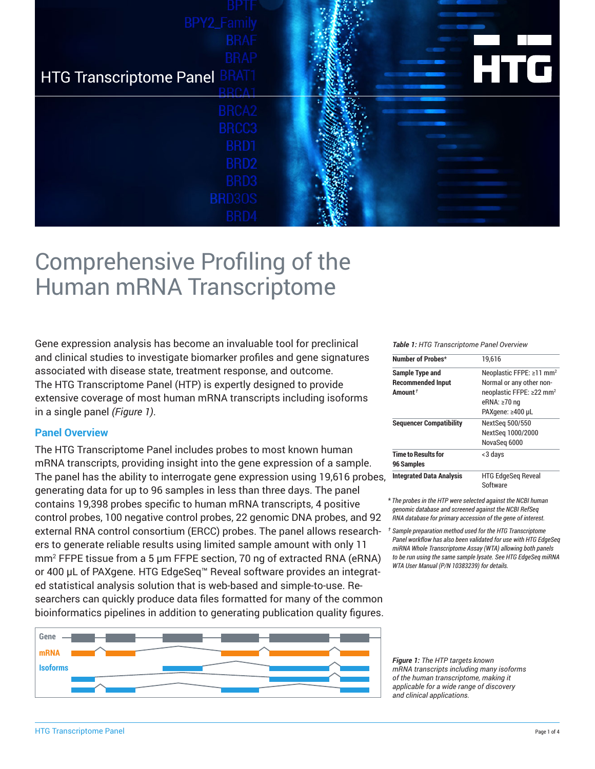HTG Transcriptome Panel

# Comprehensive Profiling of the Human mRNA Transcriptome

Gene expression analysis has become an invaluable tool for preclinical and clinical studies to investigate biomarker profiles and gene signatures associated with disease state, treatment response, and outcome. The HTG Transcriptome Panel (HTP) is expertly designed to provide extensive coverage of most human mRNA transcripts including isoforms in a single panel *(Figure 1)*.

## Panel Overview

The HTG Transcriptome Panel includes probes to most known human mRNA transcripts, providing insight into the gene expression of a sample. The panel has the ability to interrogate gene expression using 19,616 probes, generating data for up to 96 samples in less than three days. The panel contains 19,398 probes specific to human mRNA transcripts, 4 positive control probes, 100 negative control probes, 22 genomic DNA probes, and 92 external RNA control consortium (ERCC) probes. The panel allows researchers to generate reliable results using limited sample amount with only 11 mm² FFPE tissue from a 5 µm FFPE section, 70 ng of extracted RNA (eRNA) or 400 µL of PAXgene. HTG EdgeSeq™ Reveal software provides an integrated statistical analysis solution that is web-based and simple-to-use. Researchers can quickly produce data files formatted for many of the common bioinformatics pipelines in addition to generating publication quality figures.

***Table 1:*** *HTG Transcriptome Panel Overview*

| | |
|---|---|
| **Number of Probes*** | 19,616 |
| **Sample Type and Recommended Input Amount†** | Neoplastic FFPE: ≥11 mm²<br>Normal or any other non-neoplastic FFPE: ≥22 mm²<br>eRNA: ≥70 ng<br>PAXgene: ≥400 µL |
| **Sequencer Compatibility** | NextSeq 500/550<br>NextSeq 1000/2000<br>NovaSeq 6000 |
| **Time to Results for 96 Samples** | <3 days |
| **Integrated Data Analysis** | HTG EdgeSeq Reveal Software |

*\* The probes in the HTP were selected against the NCBI human genomic database and screened against the NCBI RefSeq RNA database for primary accession of the gene of interest.*

*† Sample preparation method used for the HTG Transcriptome Panel workflow has also been validated for use with HTG EdgeSeq miRNA Whole Transcriptome Assay (WTA) allowing both panels to be run using the same sample lysate. See HTG EdgeSeq miRNA WTA User Manual (P/N 10383239) for details.*

Gene
mRNA
Isoforms

***Figure 1:*** *The HTP targets known mRNA transcripts including many isoforms of the human transcriptome, making it applicable for a wide range of discovery and clinical applications.*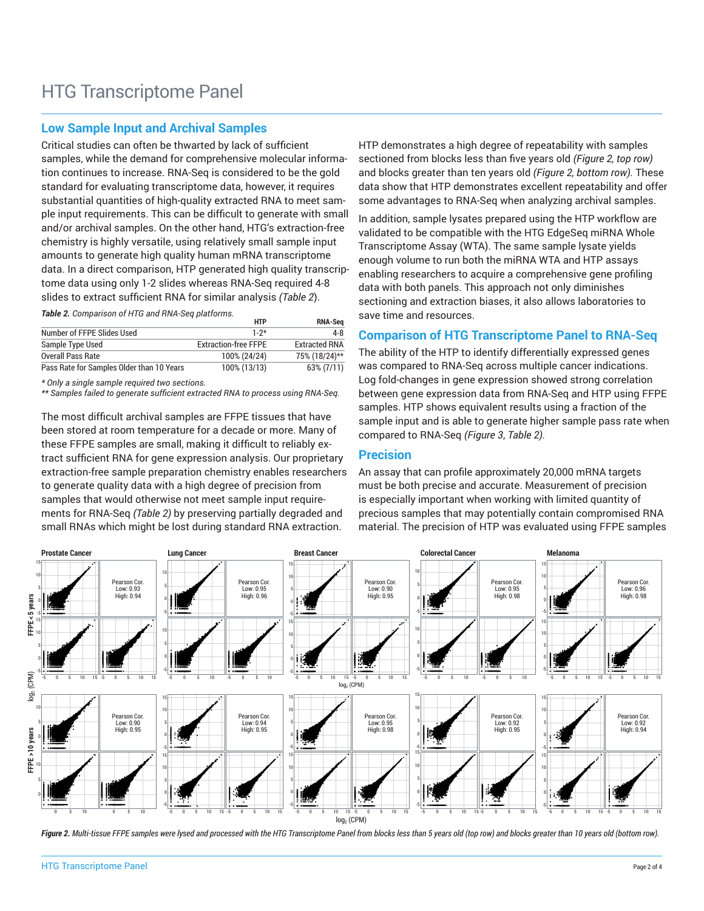# HTG Transcriptome Panel

## Low Sample Input and Archival Samples

Critical studies can often be thwarted by lack of sufficient samples, while the demand for comprehensive molecular information continues to increase. RNA-Seq is considered to be the gold standard for evaluating transcriptome data, however, it requires substantial quantities of high-quality extracted RNA to meet sample input requirements. This can be difficult to generate with small and/or archival samples. On the other hand, HTG's extraction-free chemistry is highly versatile, using relatively small sample input amounts to generate high quality human mRNA transcriptome data. In a direct comparison, HTP generated high quality transcriptome data using only 1-2 slides whereas RNA-Seq required 4-8 slides to extract sufficient RNA for similar analysis *(Table 2)*.

***Table 2.*** *Comparison of HTG and RNA-Seq platforms.*

| | HTP | RNA-Seq |
|---|---|---|
| Number of FFPE Slides Used | 1-2* | 4-8 |
| Sample Type Used | Extraction-free FFPE | Extracted RNA |
| Overall Pass Rate | 100% (24/24) | 75% (18/24)** |
| Pass Rate for Samples Older than 10 Years | 100% (13/13) | 63% (7/11) |

*\* Only a single sample required two sections.*
*\*\* Samples failed to generate sufficient extracted RNA to process using RNA-Seq.*

The most difficult archival samples are FFPE tissues that have been stored at room temperature for a decade or more. Many of these FFPE samples are small, making it difficult to reliably extract sufficient RNA for gene expression analysis. Our proprietary extraction-free sample preparation chemistry enables researchers to generate quality data with a high degree of precision from samples that would otherwise not meet sample input requirements for RNA-Seq *(Table 2)* by preserving partially degraded and small RNAs which might be lost during standard RNA extraction.

HTP demonstrates a high degree of repeatability with samples sectioned from blocks less than five years old *(Figure 2, top row)* and blocks greater than ten years old *(Figure 2, bottom row).* These data show that HTP demonstrates excellent repeatability and offer some advantages to RNA-Seq when analyzing archival samples.

In addition, sample lysates prepared using the HTP workflow are validated to be compatible with the HTG EdgeSeq miRNA Whole Transcriptome Assay (WTA). The same sample lysate yields enough volume to run both the miRNA WTA and HTP assays enabling researchers to acquire a comprehensive gene profiling data with both panels. This approach not only diminishes sectioning and extraction biases, it also allows laboratories to save time and resources.

## Comparison of HTG Transcriptome Panel to RNA-Seq

The ability of the HTP to identify differentially expressed genes was compared to RNA-Seq across multiple cancer indications. Log fold-changes in gene expression showed strong correlation between gene expression data from RNA-Seq and HTP using FFPE samples. HTP shows equivalent results using a fraction of the sample input and is able to generate higher sample pass rate when compared to RNA-Seq *(Figure 3, Table 2).*

## Precision

An assay that can profile approximately 20,000 mRNA targets must be both precise and accurate. Measurement of precision is especially important when working with limited quantity of precious samples that may potentially contain compromised RNA material. The precision of HTP was evaluated using FFPE samples

***Figure 2.*** *Multi-tissue FFPE samples were lysed and processed with the HTG Transcriptome Panel from blocks less than 5 years old (top row) and blocks greater than 10 years old (bottom row).*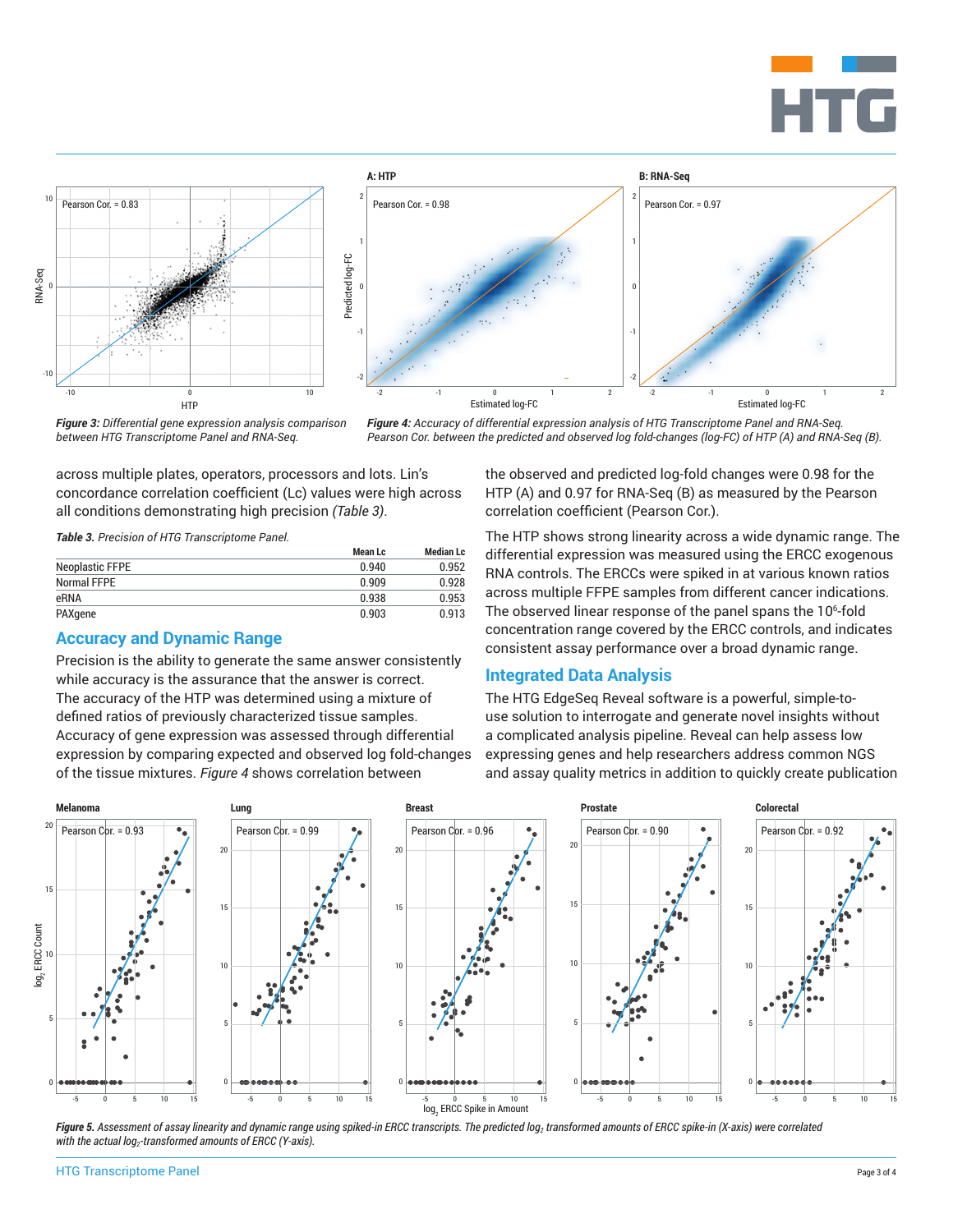*Figure 3: Differential gene expression analysis comparison between HTG Transcriptome Panel and RNA-Seq.*

*Figure 4: Accuracy of differential expression analysis of HTG Transcriptome Panel and RNA-Seq. Pearson Cor. between the predicted and observed log fold-changes (log-FC) of HTP (A) and RNA-Seq (B).*

across multiple plates, operators, processors and lots. Lin's concordance correlation coefficient (Lc) values were high across all conditions demonstrating high precision *(Table 3)*.

***Table 3.*** *Precision of HTG Transcriptome Panel.*

| | Mean Lc | Median Lc |
|---|---|---|
| Neoplastic FFPE | 0.940 | 0.952 |
| Normal FFPE | 0.909 | 0.928 |
| eRNA | 0.938 | 0.953 |
| PAXgene | 0.903 | 0.913 |

## Accuracy and Dynamic Range

Precision is the ability to generate the same answer consistently while accuracy is the assurance that the answer is correct. The accuracy of the HTP was determined using a mixture of defined ratios of previously characterized tissue samples. Accuracy of gene expression was assessed through differential expression by comparing expected and observed log fold-changes of the tissue mixtures. *Figure 4* shows correlation between the observed and predicted log-fold changes were 0.98 for the HTP (A) and 0.97 for RNA-Seq (B) as measured by the Pearson correlation coefficient (Pearson Cor.).

The HTP shows strong linearity across a wide dynamic range. The differential expression was measured using the ERCC exogenous RNA controls. The ERCCs were spiked in at various known ratios across multiple FFPE samples from different cancer indications. The observed linear response of the panel spans the $10^6$-fold concentration range covered by the ERCC controls, and indicates consistent assay performance over a broad dynamic range.

## Integrated Data Analysis

The HTG EdgeSeq Reveal software is a powerful, simple-to-use solution to interrogate and generate novel insights without a complicated analysis pipeline. Reveal can help assess low expressing genes and help researchers address common NGS and assay quality metrics in addition to quickly create publication

***Figure 5.*** *Assessment of assay linearity and dynamic range using spiked-in ERCC transcripts. The predicted $log_2$ transformed amounts of ERCC spike-in (X-axis) were correlated with the actual $log_2$-transformed amounts of ERCC (Y-axis).*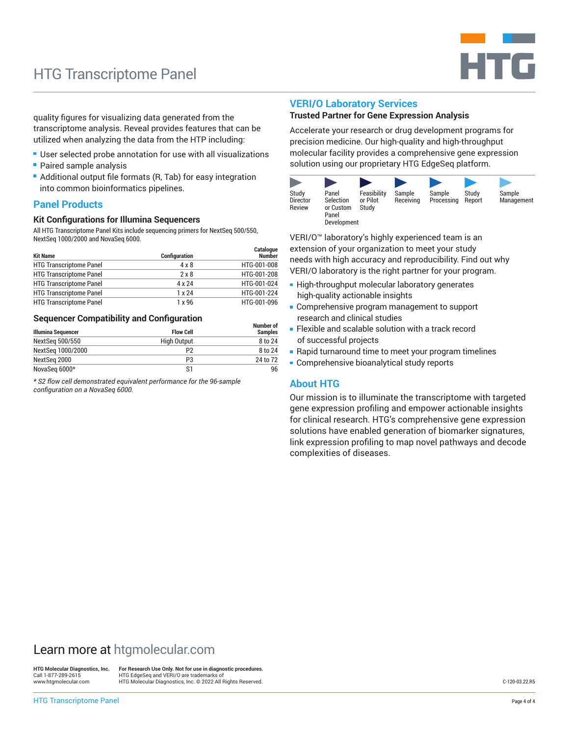quality figures for visualizing data generated from the transcriptome analysis. Reveal provides features that can be utilized when analyzing the data from the HTP including:

- User selected probe annotation for use with all visualizations
- Paired sample analysis
- Additional output file formats (R, Tab) for easy integration into common bioinformatics pipelines.

## Panel Products

### Kit Configurations for Illumina Sequencers

All HTG Transcriptome Panel Kits include sequencing primers for NextSeq 500/550, NextSeq 1000/2000 and NovaSeq 6000.

| Kit Name | Configuration | Catalogue Number |
|---|---|---|
| HTG Transcriptome Panel | 4 x 8 | HTG-001-008 |
| HTG Transcriptome Panel | 2 x 8 | HTG-001-208 |
| HTG Transcriptome Panel | 4 x 24 | HTG-001-024 |
| HTG Transcriptome Panel | 1 x 24 | HTG-001-224 |
| HTG Transcriptome Panel | 1 x 96 | HTG-001-096 |

### Sequencer Compatibility and Configuration

| Illumina Sequencer | Flow Cell | Number of Samples |
|---|---|---|
| NextSeq 500/550 | High Output | 8 to 24 |
| NextSeq 1000/2000 | P2 | 8 to 24 |
| NextSeq 2000 | P3 | 24 to 72 |
| NovaSeq 6000* | S1 | 96 |

*\* S2 flow cell demonstrated equivalent performance for the 96-sample configuration on a NovaSeq 6000.*

## VERI/O Laboratory Services

### Trusted Partner for Gene Expression Analysis

Accelerate your research or drug development programs for precision medicine. Our high-quality and high-throughput molecular facility provides a comprehensive gene expression solution using our proprietary HTG EdgeSeq platform.

Study Director Review → Panel Selection or Custom Panel Development → Feasibility or Pilot Study → Sample Receiving → Sample Processing → Study Report → Sample Management

VERI/O™ laboratory's highly experienced team is an extension of your organization to meet your study needs with high accuracy and reproducibility. Find out why VERI/O laboratory is the right partner for your program.

- High-throughput molecular laboratory generates high-quality actionable insights
- Comprehensive program management to support research and clinical studies
- Flexible and scalable solution with a track record of successful projects
- Rapid turnaround time to meet your program timelines
- Comprehensive bioanalytical study reports

## About HTG

Our mission is to illuminate the transcriptome with targeted gene expression profiling and empower actionable insights for clinical research. HTG's comprehensive gene expression solutions have enabled generation of biomarker signatures, link expression profiling to map novel pathways and decode complexities of diseases.

## Learn more at htgmolecular.com

**HTG Molecular Diagnostics, Inc.**
Call 1-877-289-2615
www.htgmolecular.com

**For Research Use Only. Not for use in diagnostic procedures.**
HTG EdgeSeq and VERI/O are trademarks of
HTG Molecular Diagnostics, Inc. © 2022 All Rights Reserved.

C-120-03.22.R5